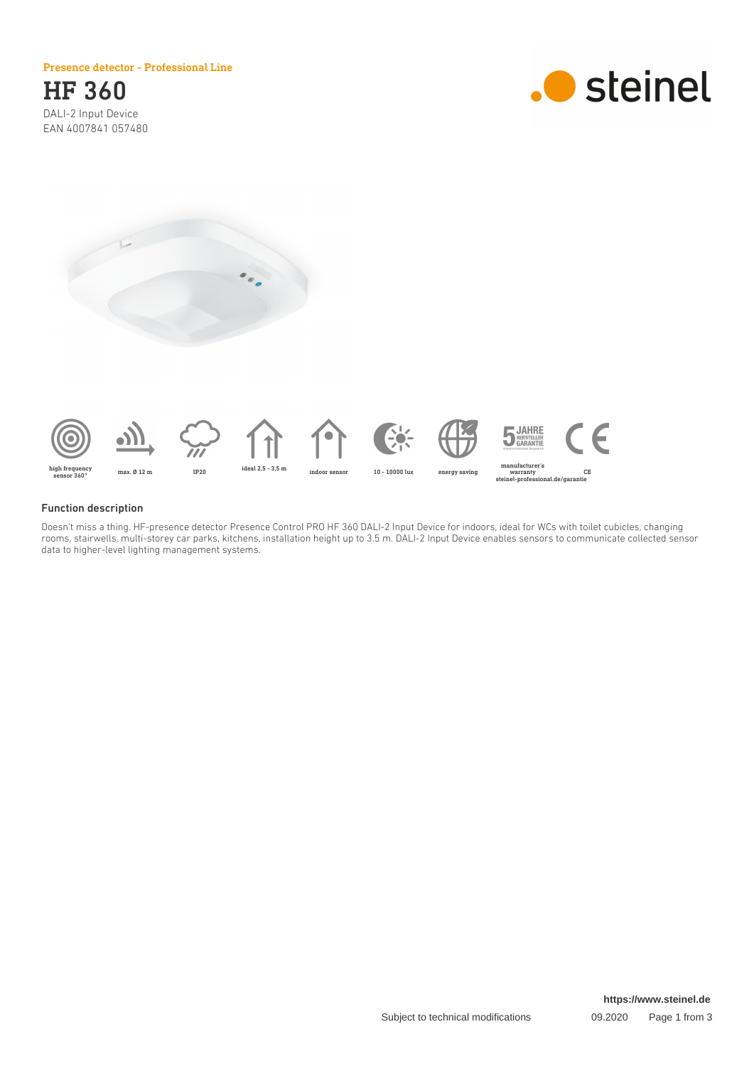Presence detector - Professional Line

# HF 360

DALI-2 Input Device
EAN 4007841 057480

steinel

high frequency sensor 360° | max. Ø 12 m | IP20 | ideal 2,5 - 3,5 m | indoor sensor | 10 - 10000 lux | energy saving | manufacturer's warranty steinel-professional.de/garantie | CE

## Function description

Doesn't miss a thing. HF-presence detector Presence Control PRO HF 360 DALI-2 Input Device for indoors, ideal for WCs with toilet cubicles, changing rooms, stairwells, multi-storey car parks, kitchens, installation height up to 3.5 m. DALI-2 Input Device enables sensors to communicate collected sensor data to higher-level lighting management systems.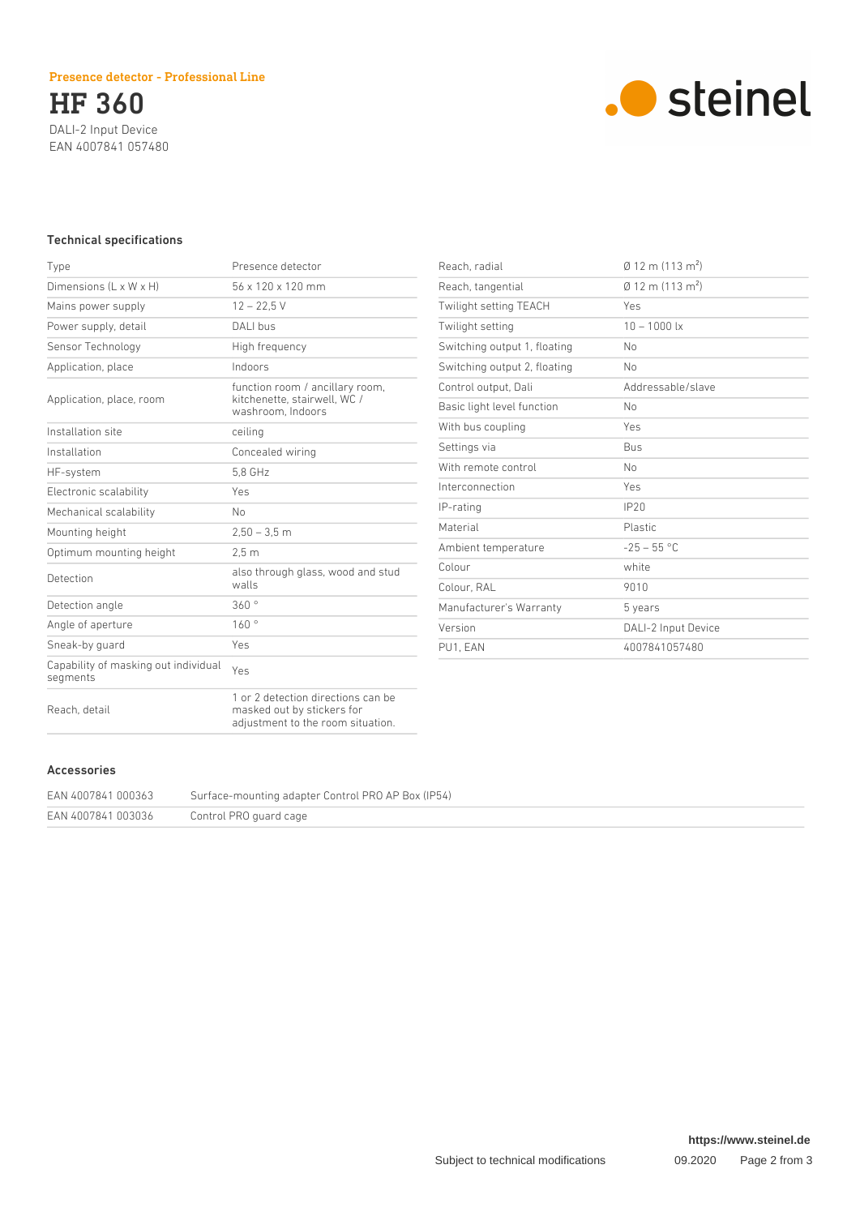Presence detector - Professional Line

# HF 360

DALI-2 Input Device
EAN 4007841 057480

## Technical specifications

| | |
|---|---|
| Type | Presence detector |
| Dimensions (L x W x H) | 56 x 120 x 120 mm |
| Mains power supply | 12 – 22,5 V |
| Power supply, detail | DALI bus |
| Sensor Technology | High frequency |
| Application, place | Indoors |
| Application, place, room | function room / ancillary room, kitchenette, stairwell, WC / washroom, Indoors |
| Installation site | ceiling |
| Installation | Concealed wiring |
| HF-system | 5,8 GHz |
| Electronic scalability | Yes |
| Mechanical scalability | No |
| Mounting height | 2,50 – 3,5 m |
| Optimum mounting height | 2,5 m |
| Detection | also through glass, wood and stud walls |
| Detection angle | 360 ° |
| Angle of aperture | 160 ° |
| Sneak-by guard | Yes |
| Capability of masking out individual segments | Yes |
| Reach, detail | 1 or 2 detection directions can be masked out by stickers for adjustment to the room situation. |
| Reach, radial | Ø 12 m (113 m²) |
| Reach, tangential | Ø 12 m (113 m²) |
| Twilight setting TEACH | Yes |
| Twilight setting | 10 – 1000 lx |
| Switching output 1, floating | No |
| Switching output 2, floating | No |
| Control output, Dali | Addressable/slave |
| Basic light level function | No |
| With bus coupling | Yes |
| Settings via | Bus |
| With remote control | No |
| Interconnection | Yes |
| IP-rating | IP20 |
| Material | Plastic |
| Ambient temperature | -25 – 55 °C |
| Colour | white |
| Colour, RAL | 9010 |
| Manufacturer's Warranty | 5 years |
| Version | DALI-2 Input Device |
| PU1, EAN | 4007841057480 |

## Accessories

| | |
|---|---|
| EAN 4007841 000363 | Surface-mounting adapter Control PRO AP Box (IP54) |
| EAN 4007841 003036 | Control PRO guard cage |

https://www.steinel.de

Subject to technical modifications 09.2020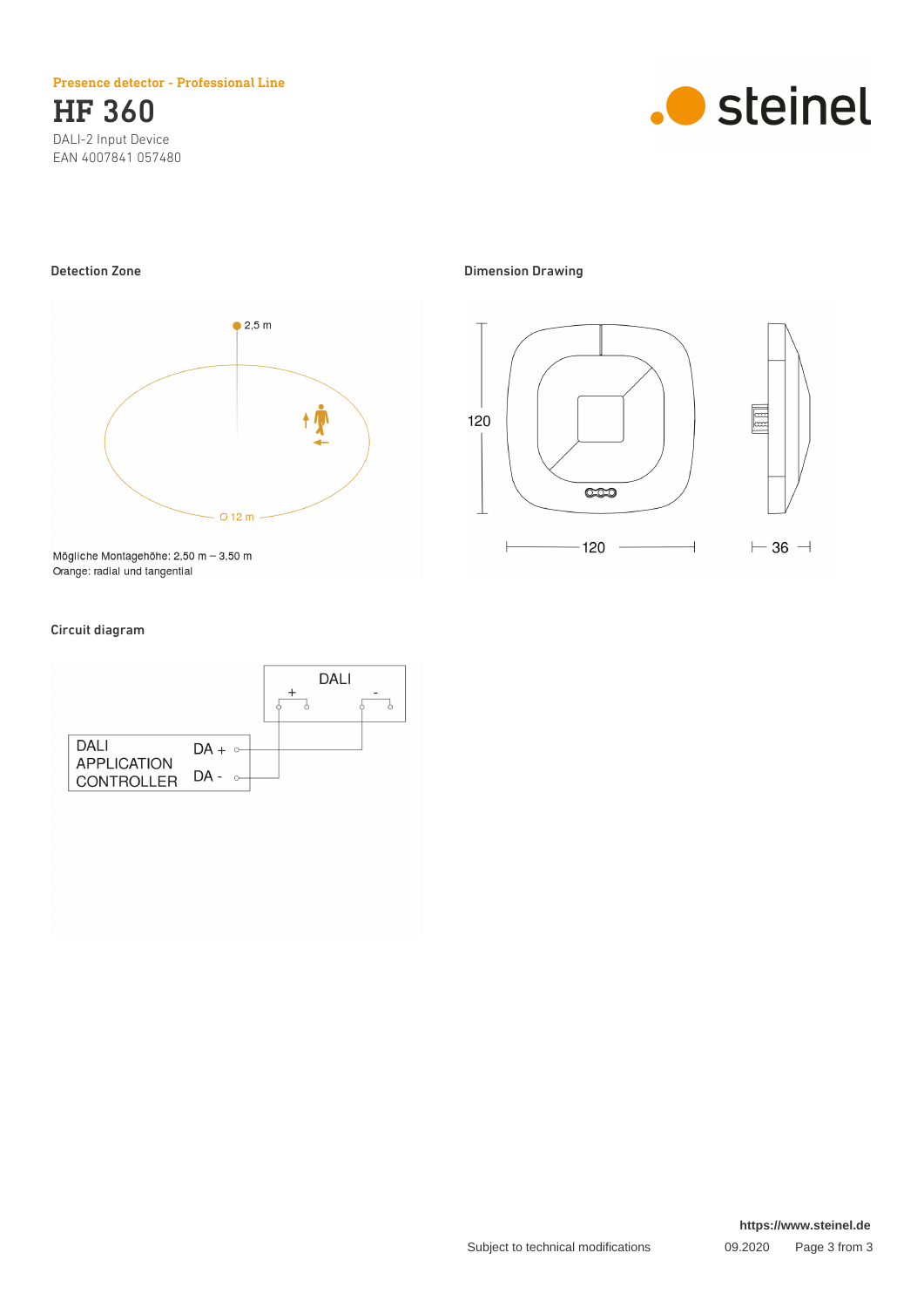Presence detector - Professional Line

# HF 360

DALI-2 Input Device
EAN 4007841 057480

steinel

## Detection Zone

2,5 m

Ø 12 m

Mögliche Montagehöhe: 2,50 m – 3,50 m
Orange: radial und tangential

## Dimension Drawing

120

120

36

## Circuit diagram

DALI
+
-

DALI APPLICATION CONTROLLER
DA +
DA -

https://www.steinel.de

Subject to technical modifications

09.2020